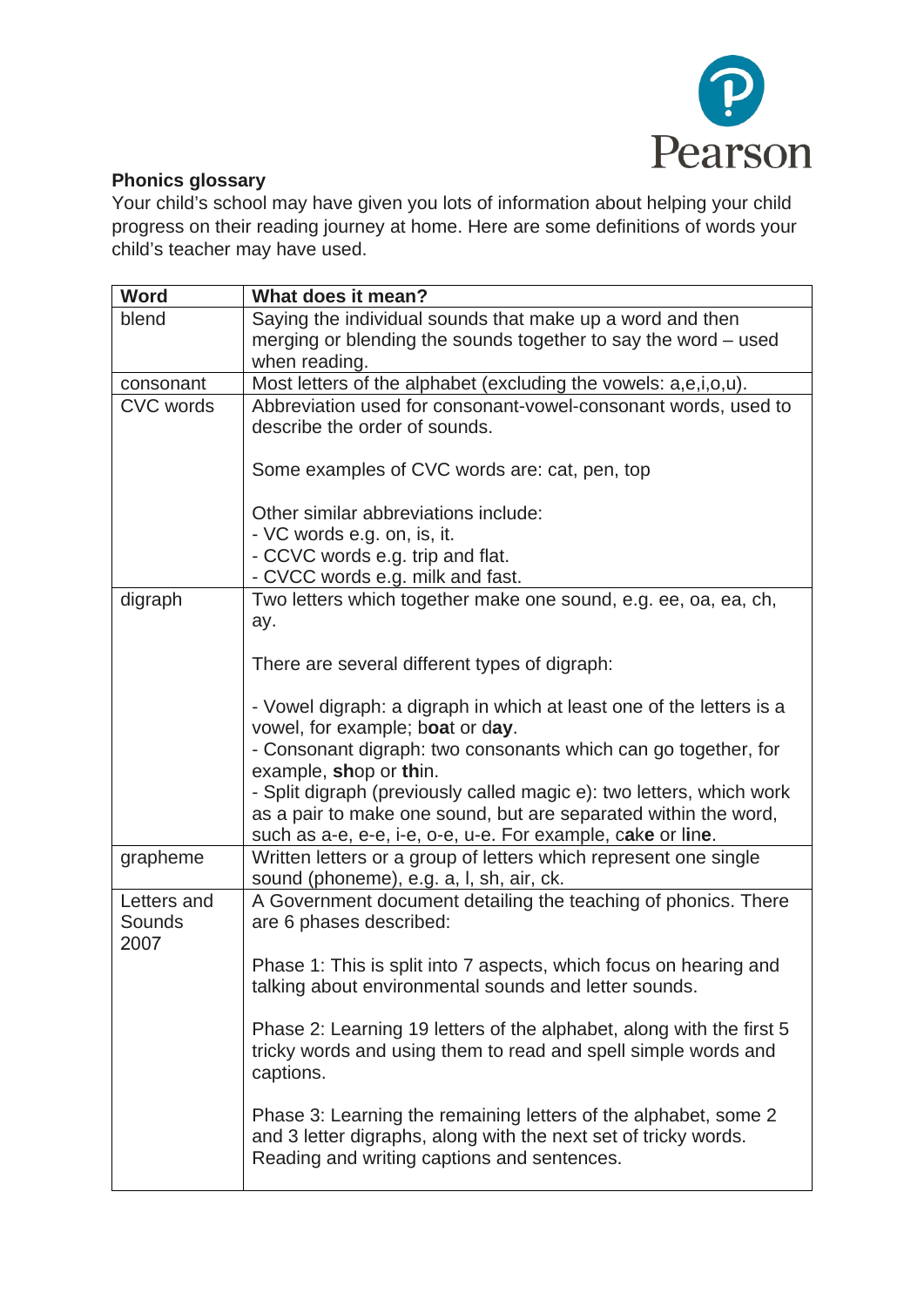**Phonics glossary**

Your child's school may have given you lots of information about helping your child progress on their reading journey at home. Here are some definitions of words your child's teacher may have used.

| Word | What does it mean? |
|---|---|
| blend | Saying the individual sounds that make up a word and then merging or blending the sounds together to say the word – used when reading. |
| consonant | Most letters of the alphabet (excluding the vowels: a,e,i,o,u). |
| CVC words | Abbreviation used for consonant-vowel-consonant words, used to describe the order of sounds.<br><br>Some examples of CVC words are: cat, pen, top<br><br>Other similar abbreviations include:<br>- VC words e.g. on, is, it.<br>- CCVC words e.g. trip and flat.<br>- CVCC words e.g. milk and fast. |
| digraph | Two letters which together make one sound, e.g. ee, oa, ea, ch, ay.<br><br>There are several different types of digraph:<br><br>- Vowel digraph: a digraph in which at least one of the letters is a vowel, for example; b**oa**t or d**ay**.<br>- Consonant digraph: two consonants which can go together, for example, **sh**op or **th**in.<br>- Split digraph (previously called magic e): two letters, which work as a pair to make one sound, but are separated within the word, such as a-e, e-e, i-e, o-e, u-e. For example, c**a**k**e** or l**i**n**e**. |
| grapheme | Written letters or a group of letters which represent one single sound (phoneme), e.g. a, l, sh, air, ck. |
| Letters and Sounds 2007 | A Government document detailing the teaching of phonics. There are 6 phases described:<br><br>Phase 1: This is split into 7 aspects, which focus on hearing and talking about environmental sounds and letter sounds.<br><br>Phase 2: Learning 19 letters of the alphabet, along with the first 5 tricky words and using them to read and spell simple words and captions.<br><br>Phase 3: Learning the remaining letters of the alphabet, some 2 and 3 letter digraphs, along with the next set of tricky words. Reading and writing captions and sentences. |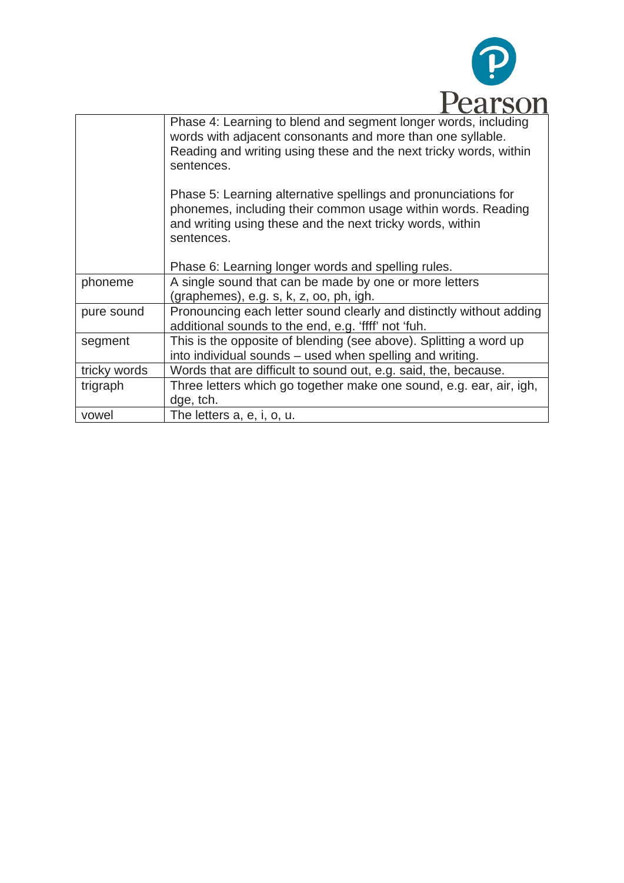| | |
|---|---|
| | Phase 4: Learning to blend and segment longer words, including words with adjacent consonants and more than one syllable. Reading and writing using these and the next tricky words, within sentences.<br><br>Phase 5: Learning alternative spellings and pronunciations for phonemes, including their common usage within words. Reading and writing using these and the next tricky words, within sentences.<br><br>Phase 6: Learning longer words and spelling rules. |
| phoneme | A single sound that can be made by one or more letters (graphemes), e.g. s, k, z, oo, ph, igh. |
| pure sound | Pronouncing each letter sound clearly and distinctly without adding additional sounds to the end, e.g. 'ffff' not 'fuh. |
| segment | This is the opposite of blending (see above). Splitting a word up into individual sounds – used when spelling and writing. |
| tricky words | Words that are difficult to sound out, e.g. said, the, because. |
| trigraph | Three letters which go together make one sound, e.g. ear, air, igh, dge, tch. |
| vowel | The letters a, e, i, o, u. |